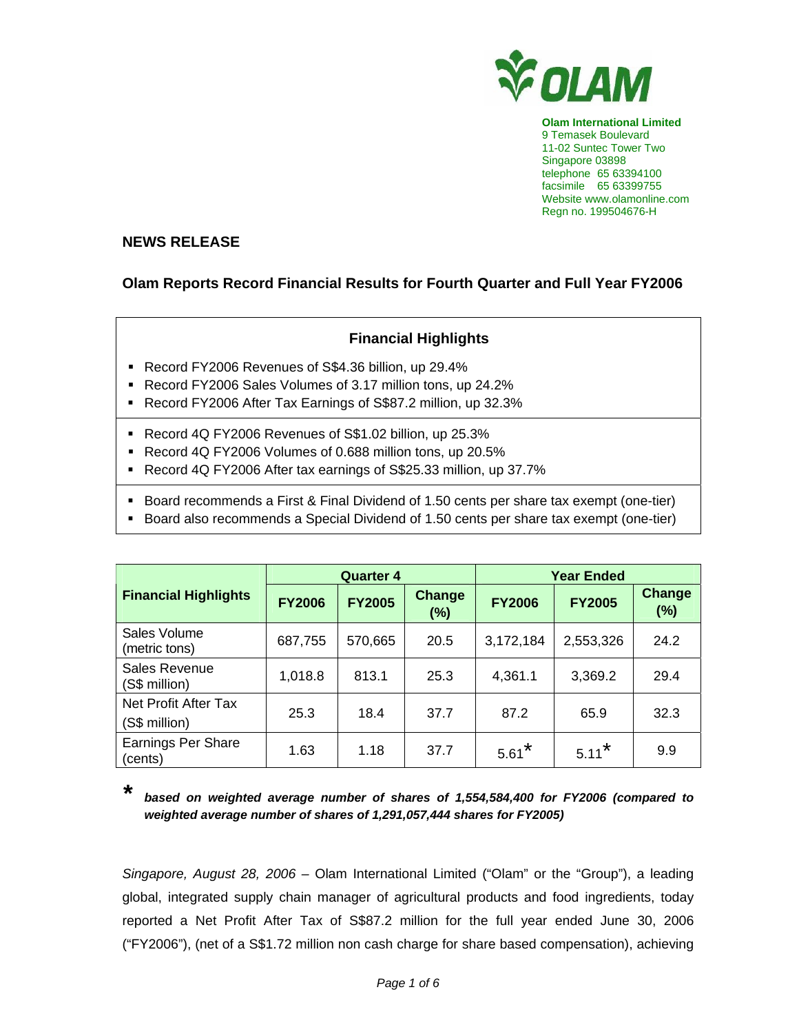**Olam International Limited**
9 Temasek Boulevard
11-02 Suntec Tower Two
Singapore 03898
telephone 65 63394100
facsimile 65 63399755
Website www.olamonline.com
Regn no. 199504676-H

## NEWS RELEASE

## Olam Reports Record Financial Results for Fourth Quarter and Full Year FY2006

### Financial Highlights

- Record FY2006 Revenues of S$4.36 billion, up 29.4%
- Record FY2006 Sales Volumes of 3.17 million tons, up 24.2%
- Record FY2006 After Tax Earnings of S$87.2 million, up 32.3%

- Record 4Q FY2006 Revenues of S$1.02 billion, up 25.3%
- Record 4Q FY2006 Volumes of 0.688 million tons, up 20.5%
- Record 4Q FY2006 After tax earnings of S$25.33 million, up 37.7%

- Board recommends a First & Final Dividend of 1.50 cents per share tax exempt (one-tier)
- Board also recommends a Special Dividend of 1.50 cents per share tax exempt (one-tier)

| Financial Highlights | Quarter 4 | | | Year Ended | | |
|---|---|---|---|---|---|---|
| | FY2006 | FY2005 | Change (%) | FY2006 | FY2005 | Change (%) |
| Sales Volume (metric tons) | 687,755 | 570,665 | 20.5 | 3,172,184 | 2,553,326 | 24.2 |
| Sales Revenue (S$ million) | 1,018.8 | 813.1 | 25.3 | 4,361.1 | 3,369.2 | 29.4 |
| Net Profit After Tax (S$ million) | 25.3 | 18.4 | 37.7 | 87.2 | 65.9 | 32.3 |
| Earnings Per Share (cents) | 1.63 | 1.18 | 37.7 | 5.61* | 5.11* | 9.9 |

\* ***based on weighted average number of shares of 1,554,584,400 for FY2006 (compared to weighted average number of shares of 1,291,057,444 shares for FY2005)***

*Singapore, August 28, 2006* – Olam International Limited ("Olam" or the "Group"), a leading global, integrated supply chain manager of agricultural products and food ingredients, today reported a Net Profit After Tax of S$87.2 million for the full year ended June 30, 2006 ("FY2006"), (net of a S$1.72 million non cash charge for share based compensation), achieving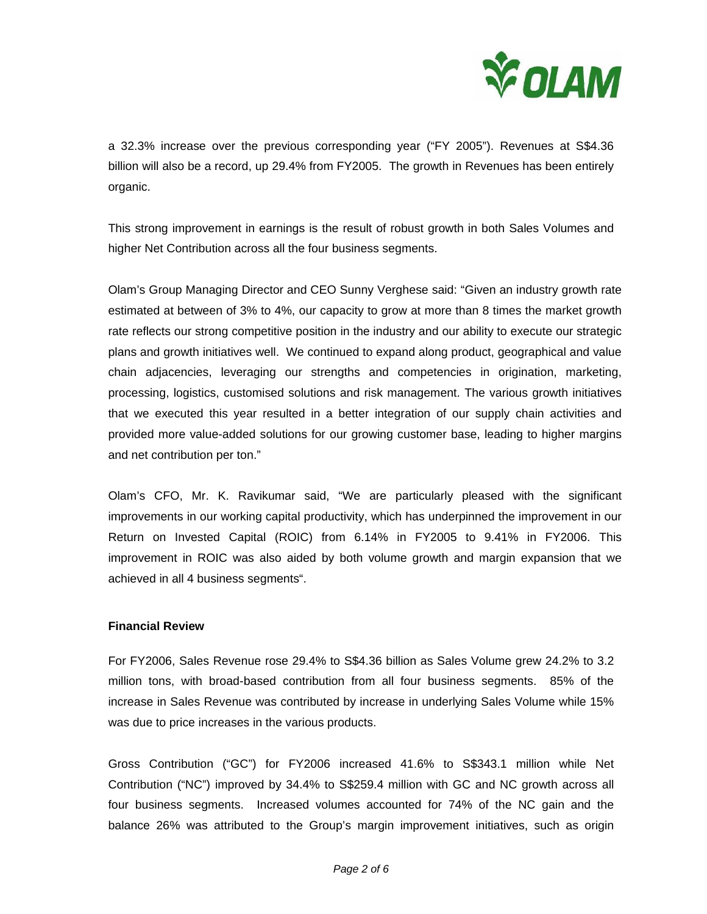a 32.3% increase over the previous corresponding year ("FY 2005"). Revenues at S$4.36 billion will also be a record, up 29.4% from FY2005. The growth in Revenues has been entirely organic.

This strong improvement in earnings is the result of robust growth in both Sales Volumes and higher Net Contribution across all the four business segments.

Olam's Group Managing Director and CEO Sunny Verghese said: "Given an industry growth rate estimated at between of 3% to 4%, our capacity to grow at more than 8 times the market growth rate reflects our strong competitive position in the industry and our ability to execute our strategic plans and growth initiatives well. We continued to expand along product, geographical and value chain adjacencies, leveraging our strengths and competencies in origination, marketing, processing, logistics, customised solutions and risk management. The various growth initiatives that we executed this year resulted in a better integration of our supply chain activities and provided more value-added solutions for our growing customer base, leading to higher margins and net contribution per ton."

Olam's CFO, Mr. K. Ravikumar said, "We are particularly pleased with the significant improvements in our working capital productivity, which has underpinned the improvement in our Return on Invested Capital (ROIC) from 6.14% in FY2005 to 9.41% in FY2006. This improvement in ROIC was also aided by both volume growth and margin expansion that we achieved in all 4 business segments".

**Financial Review**

For FY2006, Sales Revenue rose 29.4% to S$4.36 billion as Sales Volume grew 24.2% to 3.2 million tons, with broad-based contribution from all four business segments. 85% of the increase in Sales Revenue was contributed by increase in underlying Sales Volume while 15% was due to price increases in the various products.

Gross Contribution ("GC") for FY2006 increased 41.6% to S$343.1 million while Net Contribution ("NC") improved by 34.4% to S$259.4 million with GC and NC growth across all four business segments. Increased volumes accounted for 74% of the NC gain and the balance 26% was attributed to the Group's margin improvement initiatives, such as origin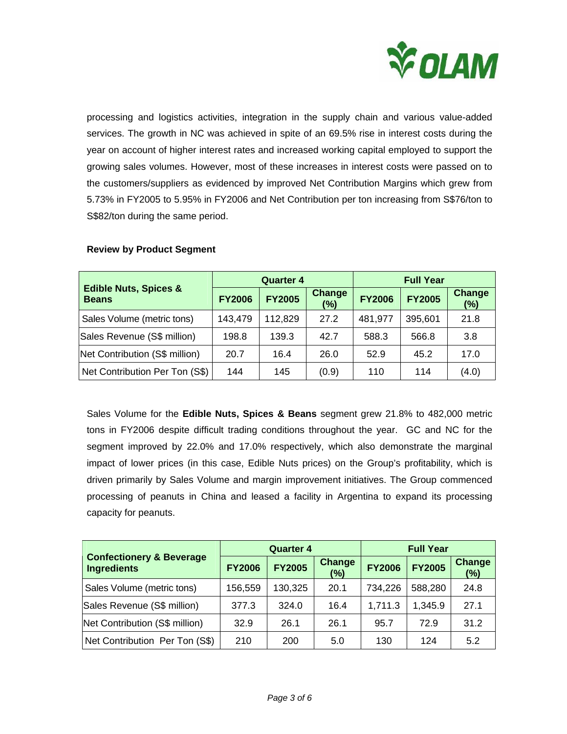processing and logistics activities, integration in the supply chain and various value-added services. The growth in NC was achieved in spite of an 69.5% rise in interest costs during the year on account of higher interest rates and increased working capital employed to support the growing sales volumes. However, most of these increases in interest costs were passed on to the customers/suppliers as evidenced by improved Net Contribution Margins which grew from 5.73% in FY2005 to 5.95% in FY2006 and Net Contribution per ton increasing from S$76/ton to S$82/ton during the same period.

**Review by Product Segment**

| **Edible Nuts, Spices & Beans** | **Quarter 4** | | | **Full Year** | | |
|---|---|---|---|---|---|---|
| | **FY2006** | **FY2005** | **Change (%)** | **FY2006** | **FY2005** | **Change (%)** |
| Sales Volume (metric tons) | 143,479 | 112,829 | 27.2 | 481,977 | 395,601 | 21.8 |
| Sales Revenue (S$ million) | 198.8 | 139.3 | 42.7 | 588.3 | 566.8 | 3.8 |
| Net Contribution (S$ million) | 20.7 | 16.4 | 26.0 | 52.9 | 45.2 | 17.0 |
| Net Contribution Per Ton (S$) | 144 | 145 | (0.9) | 110 | 114 | (4.0) |

Sales Volume for the **Edible Nuts, Spices & Beans** segment grew 21.8% to 482,000 metric tons in FY2006 despite difficult trading conditions throughout the year. GC and NC for the segment improved by 22.0% and 17.0% respectively, which also demonstrate the marginal impact of lower prices (in this case, Edible Nuts prices) on the Group's profitability, which is driven primarily by Sales Volume and margin improvement initiatives. The Group commenced processing of peanuts in China and leased a facility in Argentina to expand its processing capacity for peanuts.

| **Confectionery & Beverage Ingredients** | **Quarter 4** | | | **Full Year** | | |
|---|---|---|---|---|---|---|
| | **FY2006** | **FY2005** | **Change (%)** | **FY2006** | **FY2005** | **Change (%)** |
| Sales Volume (metric tons) | 156,559 | 130,325 | 20.1 | 734,226 | 588,280 | 24.8 |
| Sales Revenue (S$ million) | 377.3 | 324.0 | 16.4 | 1,711.3 | 1,345.9 | 27.1 |
| Net Contribution (S$ million) | 32.9 | 26.1 | 26.1 | 95.7 | 72.9 | 31.2 |
| Net Contribution Per Ton (S$) | 210 | 200 | 5.0 | 130 | 124 | 5.2 |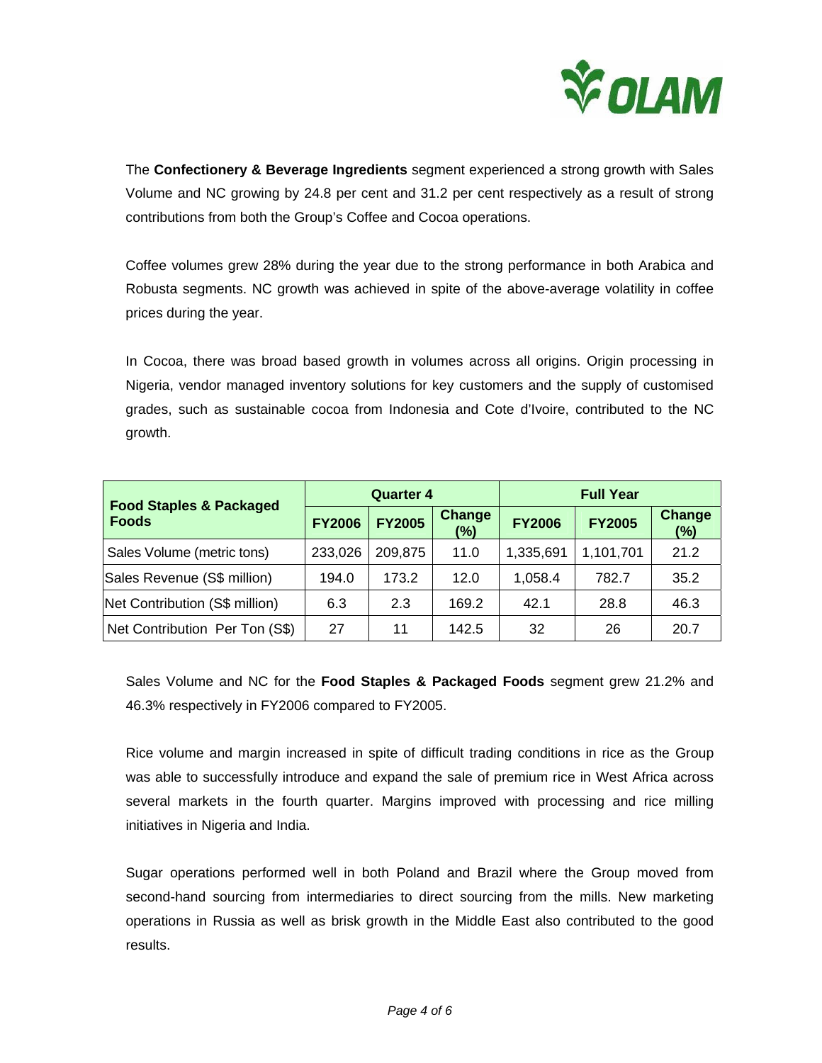The **Confectionery & Beverage Ingredients** segment experienced a strong growth with Sales Volume and NC growing by 24.8 per cent and 31.2 per cent respectively as a result of strong contributions from both the Group's Coffee and Cocoa operations.

Coffee volumes grew 28% during the year due to the strong performance in both Arabica and Robusta segments. NC growth was achieved in spite of the above-average volatility in coffee prices during the year.

In Cocoa, there was broad based growth in volumes across all origins. Origin processing in Nigeria, vendor managed inventory solutions for key customers and the supply of customised grades, such as sustainable cocoa from Indonesia and Cote d'Ivoire, contributed to the NC growth.

| Food Staples & Packaged Foods | Quarter 4 | | | Full Year | | |
|---|---|---|---|---|---|---|
| | FY2006 | FY2005 | Change (%) | FY2006 | FY2005 | Change (%) |
| Sales Volume (metric tons) | 233,026 | 209,875 | 11.0 | 1,335,691 | 1,101,701 | 21.2 |
| Sales Revenue (S$ million) | 194.0 | 173.2 | 12.0 | 1,058.4 | 782.7 | 35.2 |
| Net Contribution (S$ million) | 6.3 | 2.3 | 169.2 | 42.1 | 28.8 | 46.3 |
| Net Contribution Per Ton (S$) | 27 | 11 | 142.5 | 32 | 26 | 20.7 |

Sales Volume and NC for the **Food Staples & Packaged Foods** segment grew 21.2% and 46.3% respectively in FY2006 compared to FY2005.

Rice volume and margin increased in spite of difficult trading conditions in rice as the Group was able to successfully introduce and expand the sale of premium rice in West Africa across several markets in the fourth quarter. Margins improved with processing and rice milling initiatives in Nigeria and India.

Sugar operations performed well in both Poland and Brazil where the Group moved from second-hand sourcing from intermediaries to direct sourcing from the mills. New marketing operations in Russia as well as brisk growth in the Middle East also contributed to the good results.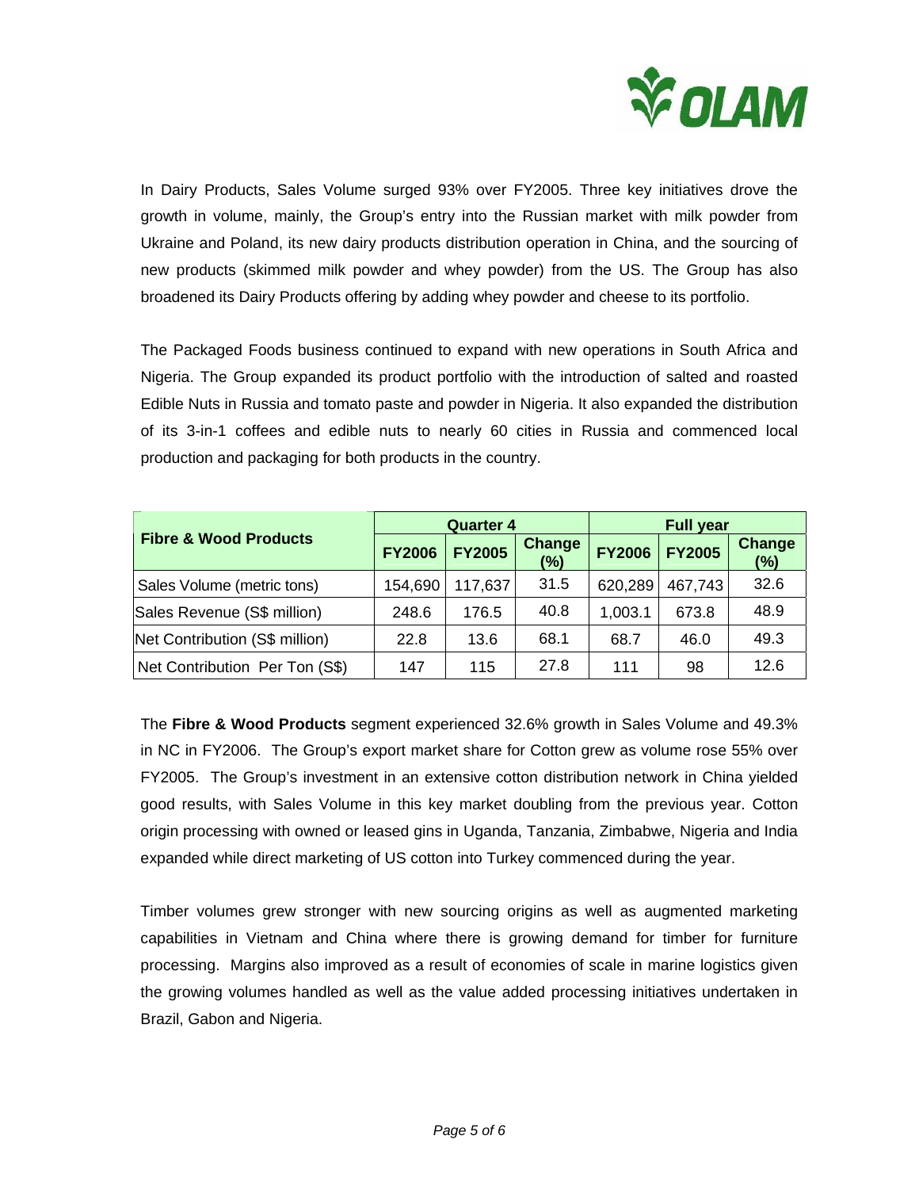In Dairy Products, Sales Volume surged 93% over FY2005. Three key initiatives drove the growth in volume, mainly, the Group's entry into the Russian market with milk powder from Ukraine and Poland, its new dairy products distribution operation in China, and the sourcing of new products (skimmed milk powder and whey powder) from the US. The Group has also broadened its Dairy Products offering by adding whey powder and cheese to its portfolio.

The Packaged Foods business continued to expand with new operations in South Africa and Nigeria. The Group expanded its product portfolio with the introduction of salted and roasted Edible Nuts in Russia and tomato paste and powder in Nigeria. It also expanded the distribution of its 3-in-1 coffees and edible nuts to nearly 60 cities in Russia and commenced local production and packaging for both products in the country.

| **Fibre & Wood Products** | **Quarter 4** | | | **Full year** | | |
|---|---|---|---|---|---|---|
| | **FY2006** | **FY2005** | **Change (%)** | **FY2006** | **FY2005** | **Change (%)** |
| Sales Volume (metric tons) | 154,690 | 117,637 | 31.5 | 620,289 | 467,743 | 32.6 |
| Sales Revenue (S$ million) | 248.6 | 176.5 | 40.8 | 1,003.1 | 673.8 | 48.9 |
| Net Contribution (S$ million) | 22.8 | 13.6 | 68.1 | 68.7 | 46.0 | 49.3 |
| Net Contribution Per Ton (S$) | 147 | 115 | 27.8 | 111 | 98 | 12.6 |

The **Fibre & Wood Products** segment experienced 32.6% growth in Sales Volume and 49.3% in NC in FY2006. The Group's export market share for Cotton grew as volume rose 55% over FY2005. The Group's investment in an extensive cotton distribution network in China yielded good results, with Sales Volume in this key market doubling from the previous year. Cotton origin processing with owned or leased gins in Uganda, Tanzania, Zimbabwe, Nigeria and India expanded while direct marketing of US cotton into Turkey commenced during the year.

Timber volumes grew stronger with new sourcing origins as well as augmented marketing capabilities in Vietnam and China where there is growing demand for timber for furniture processing. Margins also improved as a result of economies of scale in marine logistics given the growing volumes handled as well as the value added processing initiatives undertaken in Brazil, Gabon and Nigeria.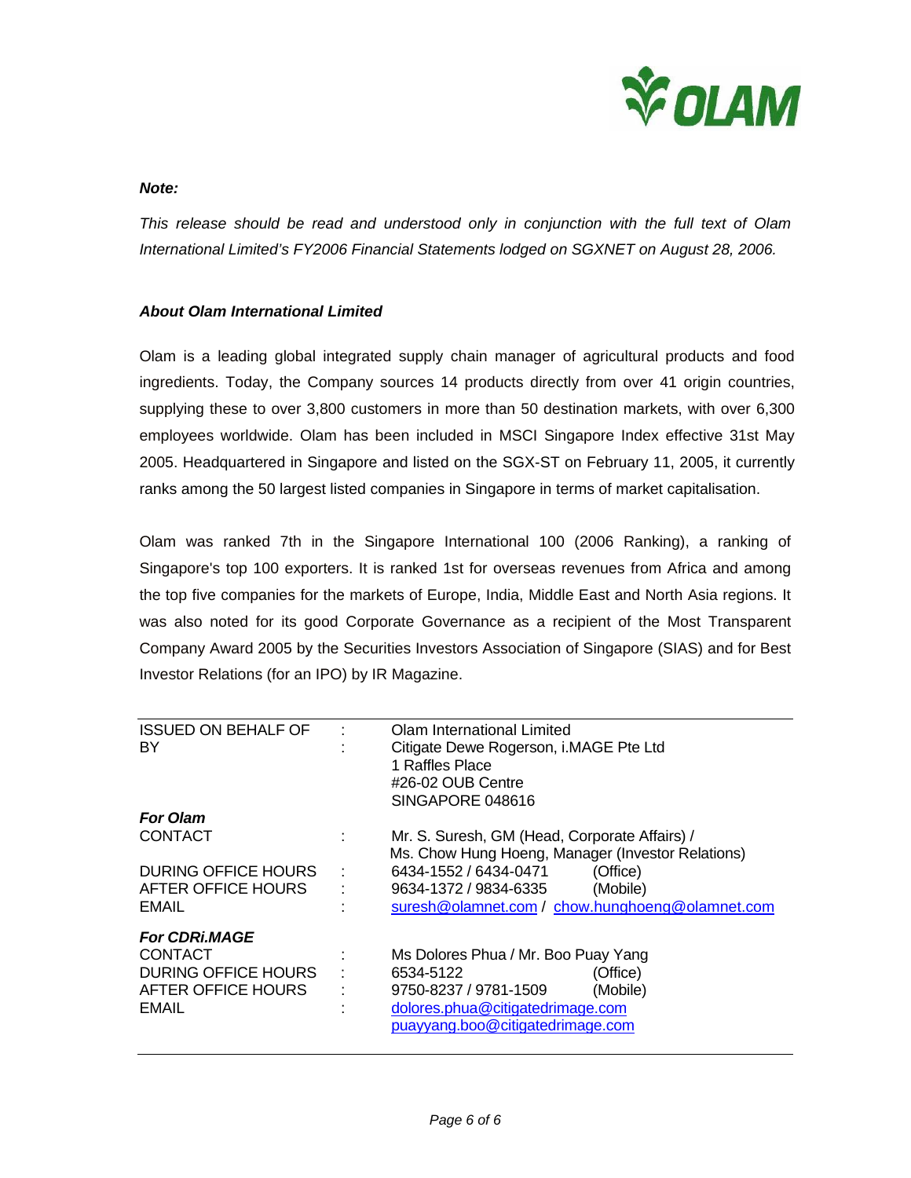*Note:*

*This release should be read and understood only in conjunction with the full text of Olam International Limited's FY2006 Financial Statements lodged on SGXNET on August 28, 2006.*

***About Olam International Limited***

Olam is a leading global integrated supply chain manager of agricultural products and food ingredients. Today, the Company sources 14 products directly from over 41 origin countries, supplying these to over 3,800 customers in more than 50 destination markets, with over 6,300 employees worldwide. Olam has been included in MSCI Singapore Index effective 31st May 2005. Headquartered in Singapore and listed on the SGX-ST on February 11, 2005, it currently ranks among the 50 largest listed companies in Singapore in terms of market capitalisation.

Olam was ranked 7th in the Singapore International 100 (2006 Ranking), a ranking of Singapore's top 100 exporters. It is ranked 1st for overseas revenues from Africa and among the top five companies for the markets of Europe, India, Middle East and North Asia regions. It was also noted for its good Corporate Governance as a recipient of the Most Transparent Company Award 2005 by the Securities Investors Association of Singapore (SIAS) and for Best Investor Relations (for an IPO) by IR Magazine.

| | | |
|---|---|---|
| ISSUED ON BEHALF OF | : | Olam International Limited |
| BY | : | Citigate Dewe Rogerson, i.MAGE Pte Ltd<br>1 Raffles Place<br>#26-02 OUB Centre<br>SINGAPORE 048616 |
| ***For Olam*** | | |
| CONTACT | : | Mr. S. Suresh, GM (Head, Corporate Affairs) /<br>Ms. Chow Hung Hoeng, Manager (Investor Relations) |
| DURING OFFICE HOURS | : | 6434-1552 / 6434-0471 (Office) |
| AFTER OFFICE HOURS | : | 9634-1372 / 9834-6335 (Mobile) |
| EMAIL | : | suresh@olamnet.com / chow.hunghoeng@olamnet.com |
| ***For CDRi.MAGE*** | | |
| CONTACT | : | Ms Dolores Phua / Mr. Boo Puay Yang |
| DURING OFFICE HOURS | : | 6534-5122 (Office) |
| AFTER OFFICE HOURS | : | 9750-8237 / 9781-1509 (Mobile) |
| EMAIL | : | dolores.phua@citigatedrimage.com<br>puayyang.boo@citigatedrimage.com |